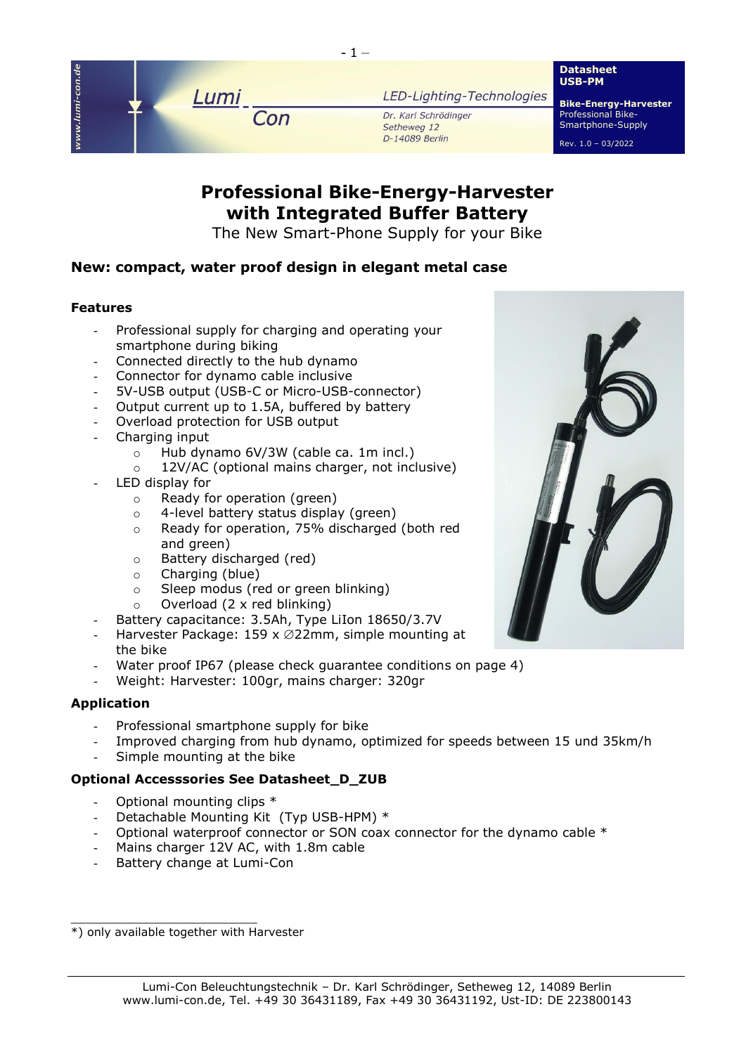Lumi Con — LED-Lighting-Technologies

Dr. Karl Schrödinger
Setheweg 12
D-14089 Berlin

**Datasheet USB-PM**

**Bike-Energy-Harvester**
Professional Bike-Smartphone-Supply

Rev. 1.0 – 03/2022

# Professional Bike-Energy-Harvester with Integrated Buffer Battery

The New Smart-Phone Supply for your Bike

## New: compact, water proof design in elegant metal case

### Features

- Professional supply for charging and operating your smartphone during biking
- Connected directly to the hub dynamo
- Connector for dynamo cable inclusive
- 5V-USB output (USB-C or Micro-USB-connector)
- Output current up to 1.5A, buffered by battery
- Overload protection for USB output
- Charging input
  - Hub dynamo 6V/3W (cable ca. 1m incl.)
  - 12V/AC (optional mains charger, not inclusive)
- LED display for
  - Ready for operation (green)
  - 4-level battery status display (green)
  - Ready for operation, 75% discharged (both red and green)
  - Battery discharged (red)
  - Charging (blue)
  - Sleep modus (red or green blinking)
  - Overload (2 x red blinking)
- Battery capacitance: 3.5Ah, Type LiIon 18650/3.7V
- Harvester Package: 159 x ∅22mm, simple mounting at the bike
- Water proof IP67 (please check guarantee conditions on page 4)
- Weight: Harvester: 100gr, mains charger: 320gr

### Application

- Professional smartphone supply for bike
- Improved charging from hub dynamo, optimized for speeds between 15 und 35km/h
- Simple mounting at the bike

### Optional Accesssories See Datasheet_D_ZUB

- Optional mounting clips *
- Detachable Mounting Kit (Typ USB-HPM) *
- Optional waterproof connector or SON coax connector for the dynamo cable *
- Mains charger 12V AC, with 1.8m cable
- Battery change at Lumi-Con

---

*) only available together with Harvester

Lumi-Con Beleuchtungstechnik – Dr. Karl Schrödinger, Setheweg 12, 14089 Berlin
www.lumi-con.de, Tel. +49 30 36431189, Fax +49 30 36431192, Ust-ID: DE 223800143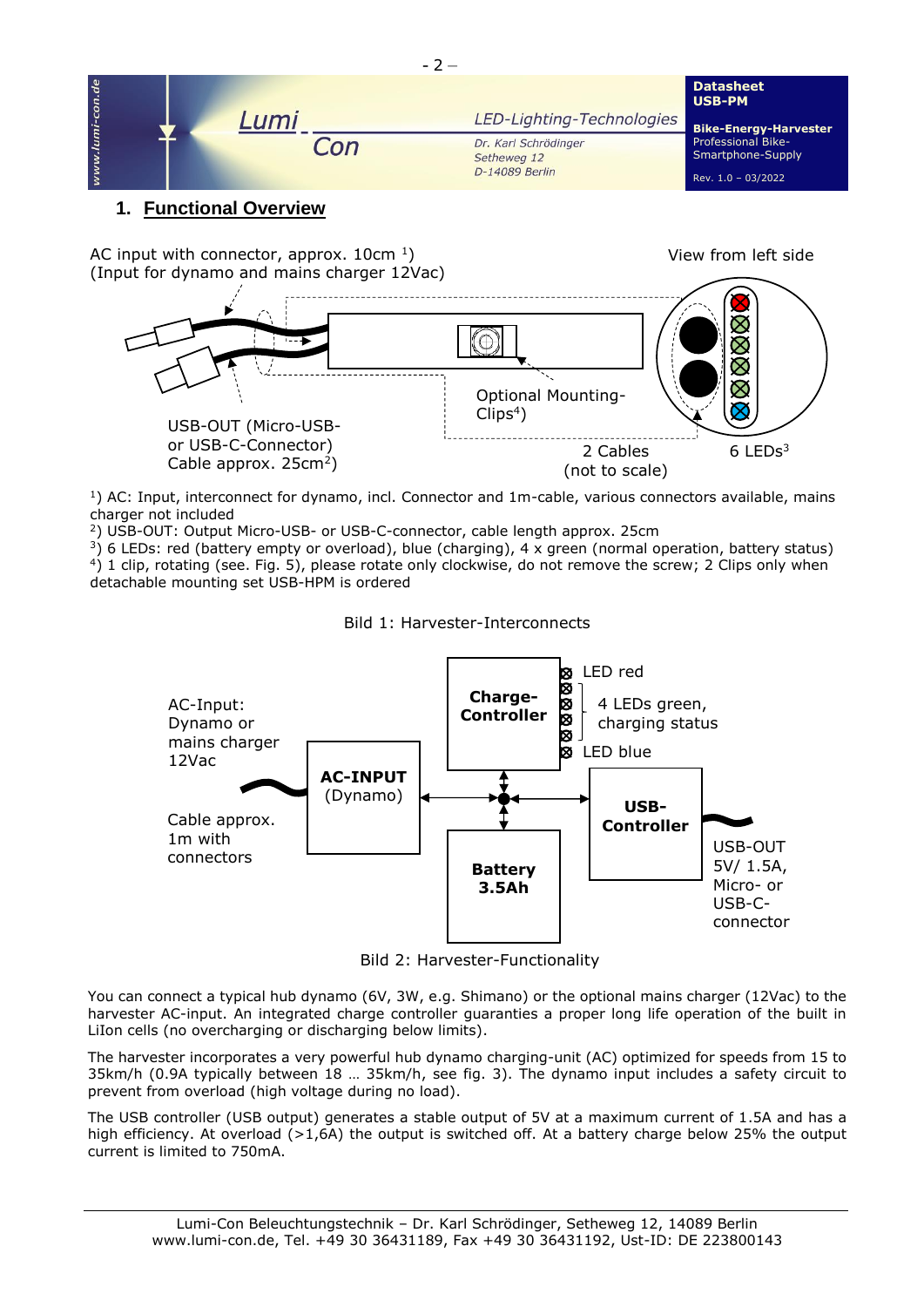## 1. Functional Overview

AC input with connector, approx. 10cm [1])
(Input for dynamo and mains charger 12Vac)

View from left side

USB-OUT (Micro-USB- or USB-C-Connector) Cable approx. 25cm[2])

Optional Mounting-Clips[4])

2 Cables (not to scale)

6 LEDs[3]

[1]) AC: Input, interconnect for dynamo, incl. Connector and 1m-cable, various connectors available, mains charger not included
[2]) USB-OUT: Output Micro-USB- or USB-C-connector, cable length approx. 25cm
[3]) 6 LEDs: red (battery empty or overload), blue (charging), 4 x green (normal operation, battery status)
[4]) 1 clip, rotating (see. Fig. 5), please rotate only clockwise, do not remove the screw; 2 Clips only when detachable mounting set USB-HPM is ordered

Bild 1: Harvester-Interconnects

AC-Input: Dynamo or mains charger 12Vac

Cable approx. 1m with connectors

**AC-INPUT** (Dynamo)

**Charge-Controller**

LED red
4 LEDs green, charging status
LED blue

**Battery 3.5Ah**

**USB-Controller**

USB-OUT 5V/ 1.5A, Micro- or USB-C-connector

Bild 2: Harvester-Functionality

You can connect a typical hub dynamo (6V, 3W, e.g. Shimano) or the optional mains charger (12Vac) to the harvester AC-input. An integrated charge controller guarantees a proper long life operation of the built in LiIon cells (no overcharging or discharging below limits).

The harvester incorporates a very powerful hub dynamo charging-unit (AC) optimized for speeds from 15 to 35km/h (0.9A typically between 18 … 35km/h, see fig. 3). The dynamo input includes a safety circuit to prevent from overload (high voltage during no load).

The USB controller (USB output) generates a stable output of 5V at a maximum current of 1.5A and has a high efficiency. At overload (>1,6A) the output is switched off. At a battery charge below 25% the output current is limited to 750mA.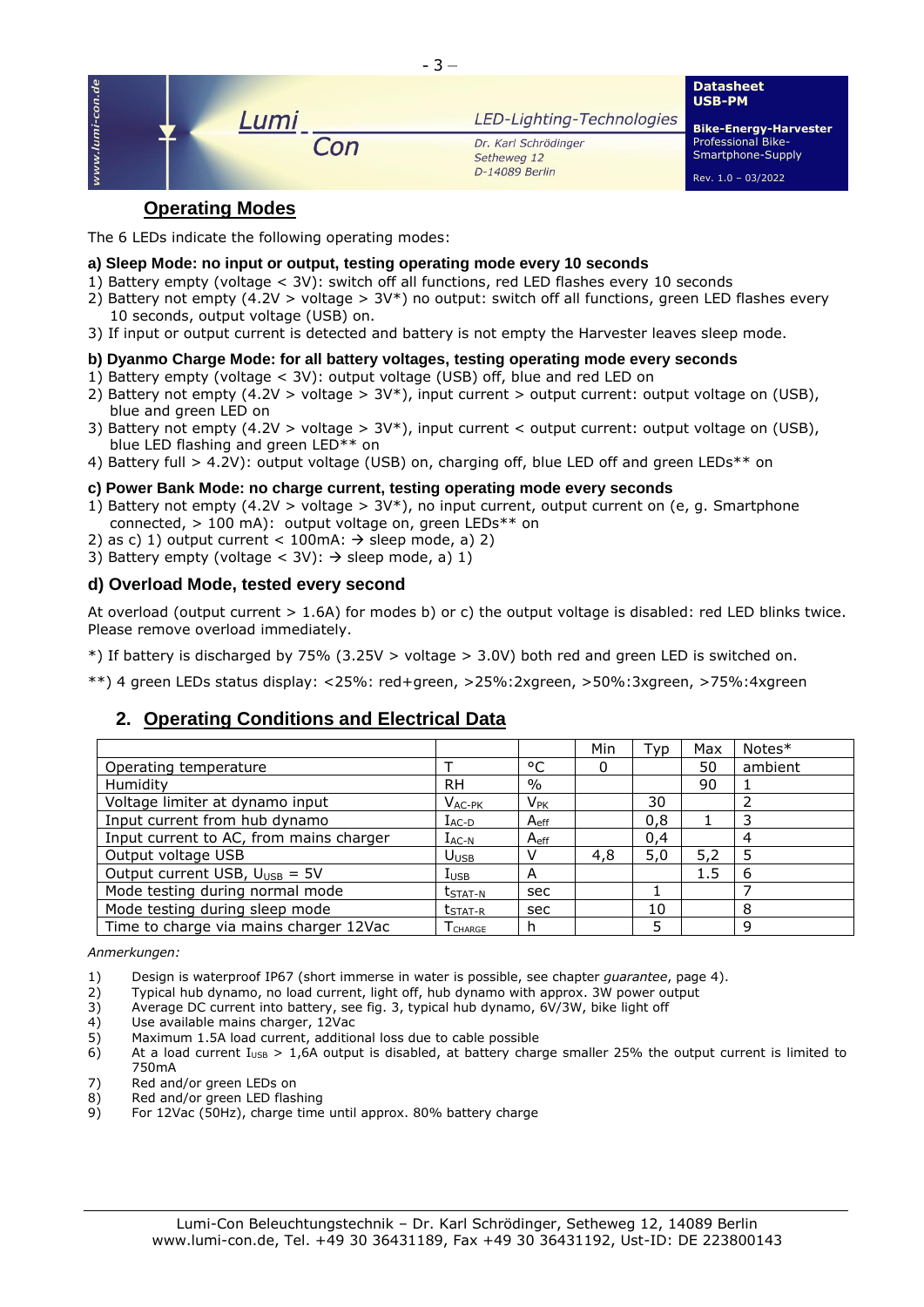## Operating Modes

The 6 LEDs indicate the following operating modes:

**a) Sleep Mode: no input or output, testing operating mode every 10 seconds**

1) Battery empty (voltage < 3V): switch off all functions, red LED flashes every 10 seconds
2) Battery not empty (4.2V > voltage > 3V*) no output: switch off all functions, green LED flashes every 10 seconds, output voltage (USB) on.
3) If input or output current is detected and battery is not empty the Harvester leaves sleep mode.

**b) Dyanmo Charge Mode: for all battery voltages, testing operating mode every seconds**

1) Battery empty (voltage < 3V): output voltage (USB) off, blue and red LED on
2) Battery not empty (4.2V > voltage > 3V*), input current > output current: output voltage on (USB), blue and green LED on
3) Battery not empty (4.2V > voltage > 3V*), input current < output current: output voltage on (USB), blue LED flashing and green LED** on
4) Battery full > 4.2V): output voltage (USB) on, charging off, blue LED off and green LEDs** on

**c) Power Bank Mode: no charge current, testing operating mode every seconds**

1) Battery not empty (4.2V > voltage > 3V*), no input current, output current on (e, g. Smartphone connected, > 100 mA): output voltage on, green LEDs** on
2) as c) 1) output current < 100mA: → sleep mode, a) 2)
3) Battery empty (voltage < 3V): → sleep mode, a) 1)

**d) Overload Mode, tested every second**

At overload (output current > 1.6A) for modes b) or c) the output voltage is disabled: red LED blinks twice. Please remove overload immediately.

*) If battery is discharged by 75% (3.25V > voltage > 3.0V) both red and green LED is switched on.

**) 4 green LEDs status display: <25%: red+green, >25%:2xgreen, >50%:3xgreen, >75%:4xgreen

## 2. Operating Conditions and Electrical Data

| | | | Min | Typ | Max | Notes* |
|---|---|---|---|---|---|---|
| Operating temperature | T | °C | 0 | | 50 | ambient |
| Humidity | RH | % | | | 90 | 1 |
| Voltage limiter at dynamo input | $V_{AC\text{-}PK}$ | $V_{PK}$ | | 30 | | 2 |
| Input current from hub dynamo | $I_{AC\text{-}D}$ | $A_{eff}$ | | 0,8 | 1 | 3 |
| Input current to AC, from mains charger | $I_{AC\text{-}N}$ | $A_{eff}$ | | 0,4 | | 4 |
| Output voltage USB | $U_{USB}$ | V | 4,8 | 5,0 | 5,2 | 5 |
| Output current USB, $U_{USB}$ = 5V | $I_{USB}$ | A | | | 1.5 | 6 |
| Mode testing during normal mode | $t_{STAT\text{-}N}$ | sec | | 1 | | 7 |
| Mode testing during sleep mode | $t_{STAT\text{-}R}$ | sec | | 10 | | 8 |
| Time to charge via mains charger 12Vac | $T_{CHARGE}$ | h | | 5 | | 9 |

*Anmerkungen:*

1) Design is waterproof IP67 (short immerse in water is possible, see chapter *guarantee*, page 4).
2) Typical hub dynamo, no load current, light off, hub dynamo with approx. 3W power output
3) Average DC current into battery, see fig. 3, typical hub dynamo, 6V/3W, bike light off
4) Use available mains charger, 12Vac
5) Maximum 1.5A load current, additional loss due to cable possible
6) At a load current $I_{USB}$ > 1,6A output is disabled, at battery charge smaller 25% the output current is limited to 750mA
7) Red and/or green LEDs on
8) Red and/or green LED flashing
9) For 12Vac (50Hz), charge time until approx. 80% battery charge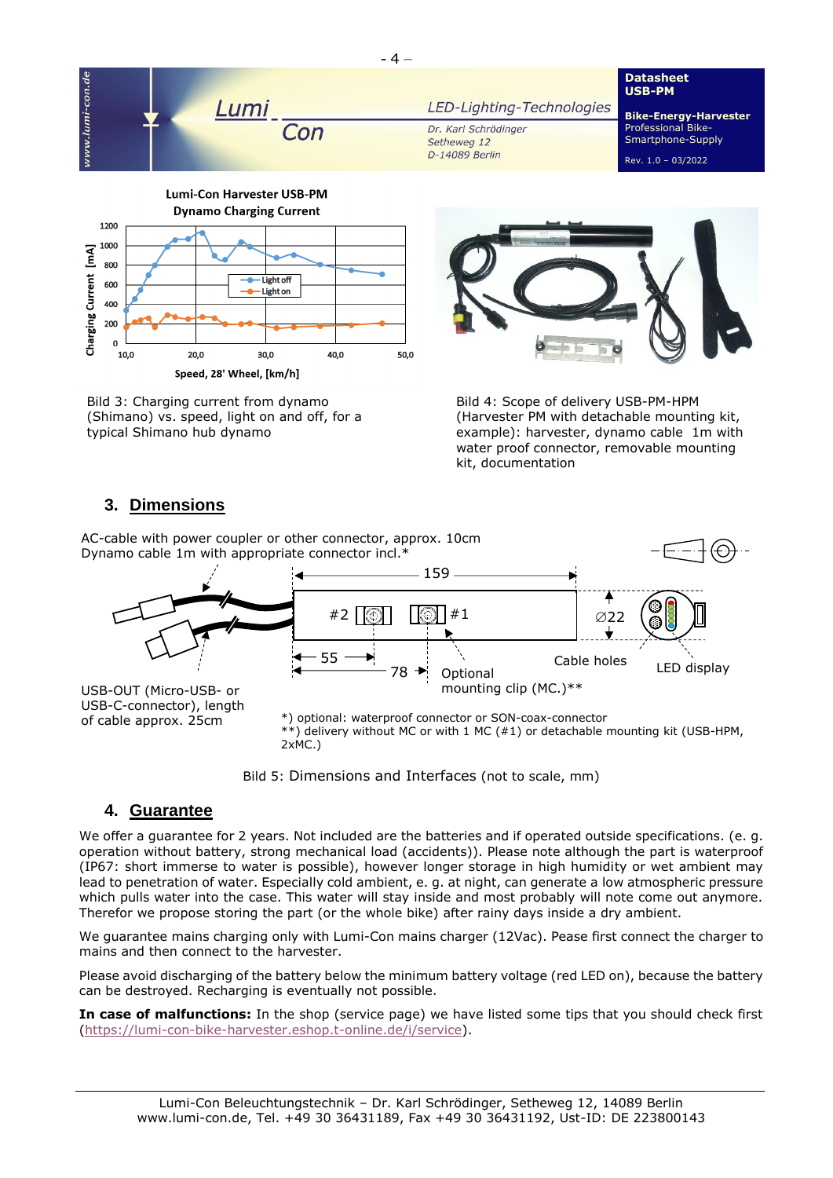Bild 3: Charging current from dynamo (Shimano) vs. speed, light on and off, for a typical Shimano hub dynamo

Bild 4: Scope of delivery USB-PM-HPM (Harvester PM with detachable mounting kit, example): harvester, dynamo cable 1m with water proof connector, removable mounting kit, documentation

## 3. Dimensions

AC-cable with power coupler or other connector, approx. 10cm
Dynamo cable 1m with appropriate connector incl.*

USB-OUT (Micro-USB- or USB-C-connector), length of cable approx. 25cm

*) optional: waterproof connector or SON-coax-connector
**) delivery without MC or with 1 MC (#1) or detachable mounting kit (USB-HPM, 2xMC.)

Bild 5: Dimensions and Interfaces (not to scale, mm)

## 4. Guarantee

We offer a guarantee for 2 years. Not included are the batteries and if operated outside specifications. (e. g. operation without battery, strong mechanical load (accidents)). Please note although the part is waterproof (IP67: short immerse to water is possible), however longer storage in high humidity or wet ambient may lead to penetration of water. Especially cold ambient, e. g. at night, can generate a low atmospheric pressure which pulls water into the case. This water will stay inside and most probably will note come out anymore. Therefor we propose storing the part (or the whole bike) after rainy days inside a dry ambient.

We guarantee mains charging only with Lumi-Con mains charger (12Vac). Pease first connect the charger to mains and then connect to the harvester.

Please avoid discharging of the battery below the minimum battery voltage (red LED on), because the battery can be destroyed. Recharging is eventually not possible.

**In case of malfunctions:** In the shop (service page) we have listed some tips that you should check first (https://lumi-con-bike-harvester.eshop.t-online.de/i/service).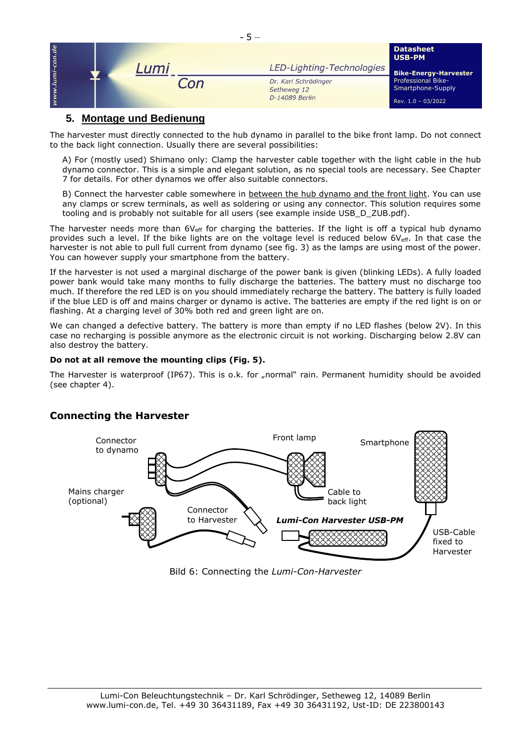## 5. Montage und Bedienung

The harvester must directly connected to the hub dynamo in parallel to the bike front lamp. Do not connect to the back light connection. Usually there are several possibilities:

A) For (mostly used) Shimano only: Clamp the harvester cable together with the light cable in the hub dynamo connector. This is a simple and elegant solution, as no special tools are necessary. See Chapter 7 for details. For other dynamos we offer also suitable connectors.

B) Connect the harvester cable somewhere in between the hub dynamo and the front light. You can use any clamps or screw terminals, as well as soldering or using any connector. This solution requires some tooling and is probably not suitable for all users (see example inside USB_D_ZUB.pdf).

The harvester needs more than $6V_{eff}$ for charging the batteries. If the light is off a typical hub dynamo provides such a level. If the bike lights are on the voltage level is reduced below $6V_{eff}$. In that case the harvester is not able to pull full current from dynamo (see fig. 3) as the lamps are using most of the power. You can however supply your smartphone from the battery.

If the harvester is not used a marginal discharge of the power bank is given (blinking LEDs). A fully loaded power bank would take many months to fully discharge the batteries. The battery must no discharge too much. If therefore the red LED is on you should immediately recharge the battery. The battery is fully loaded if the blue LED is off and mains charger or dynamo is active. The batteries are empty if the red light is on or flashing. At a charging level of 30% both red and green light are on.

We can changed a defective battery. The battery is more than empty if no LED flashes (below 2V). In this case no recharging is possible anymore as the electronic circuit is not working. Discharging below 2.8V can also destroy the battery.

**Do not at all remove the mounting clips (Fig. 5).**

The Harvester is waterproof (IP67). This is o.k. for „normal" rain. Permanent humidity should be avoided (see chapter 4).

### Connecting the Harvester

Connector to dynamo

Front lamp

Smartphone

Mains charger (optional)

Connector to Harvester

Cable to back light

***Lumi-Con Harvester USB-PM***

USB-Cable fixed to Harvester

Bild 6: Connecting the *Lumi-Con-Harvester*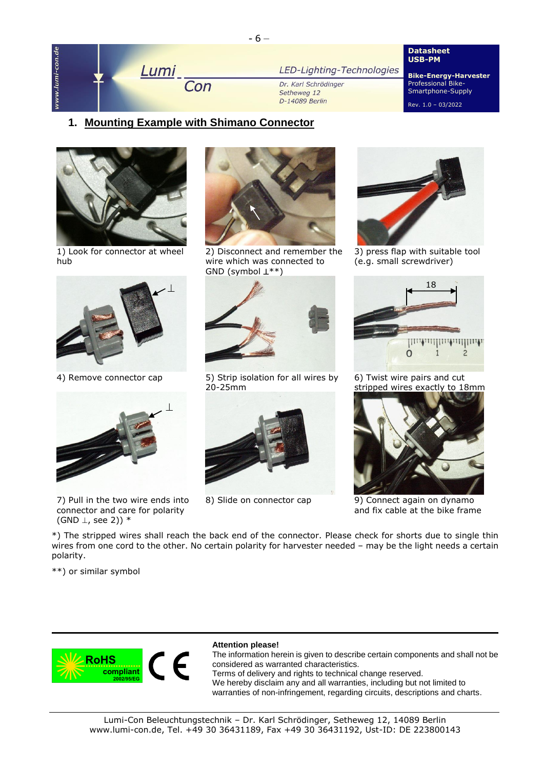## 1. Mounting Example with Shimano Connector

1) Look for connector at wheel hub

2) Disconnect and remember the wire which was connected to GND (symbol ⊥**)

3) press flap with suitable tool (e.g. small screwdriver)

4) Remove connector cap

5) Strip isolation for all wires by 20-25mm

6) Twist wire pairs and cut stripped wires exactly to 18mm

7) Pull in the two wire ends into connector and care for polarity (GND ⊥, see 2)) *

8) Slide on connector cap

9) Connect again on dynamo and fix cable at the bike frame

*) The stripped wires shall reach the back end of the connector. Please check for shorts due to single thin wires from one cord to the other. No certain polarity for harvester needed – may be the light needs a certain polarity.

**) or similar symbol

**Attention please!**
The information herein is given to describe certain components and shall not be considered as warranted characteristics.
Terms of delivery and rights to technical change reserved.
We hereby disclaim any and all warranties, including but not limited to warranties of non-infringement, regarding circuits, descriptions and charts.

Lumi-Con Beleuchtungstechnik – Dr. Karl Schrödinger, Setheweg 12, 14089 Berlin
www.lumi-con.de, Tel. +49 30 36431189, Fax +49 30 36431192, Ust-ID: DE 223800143